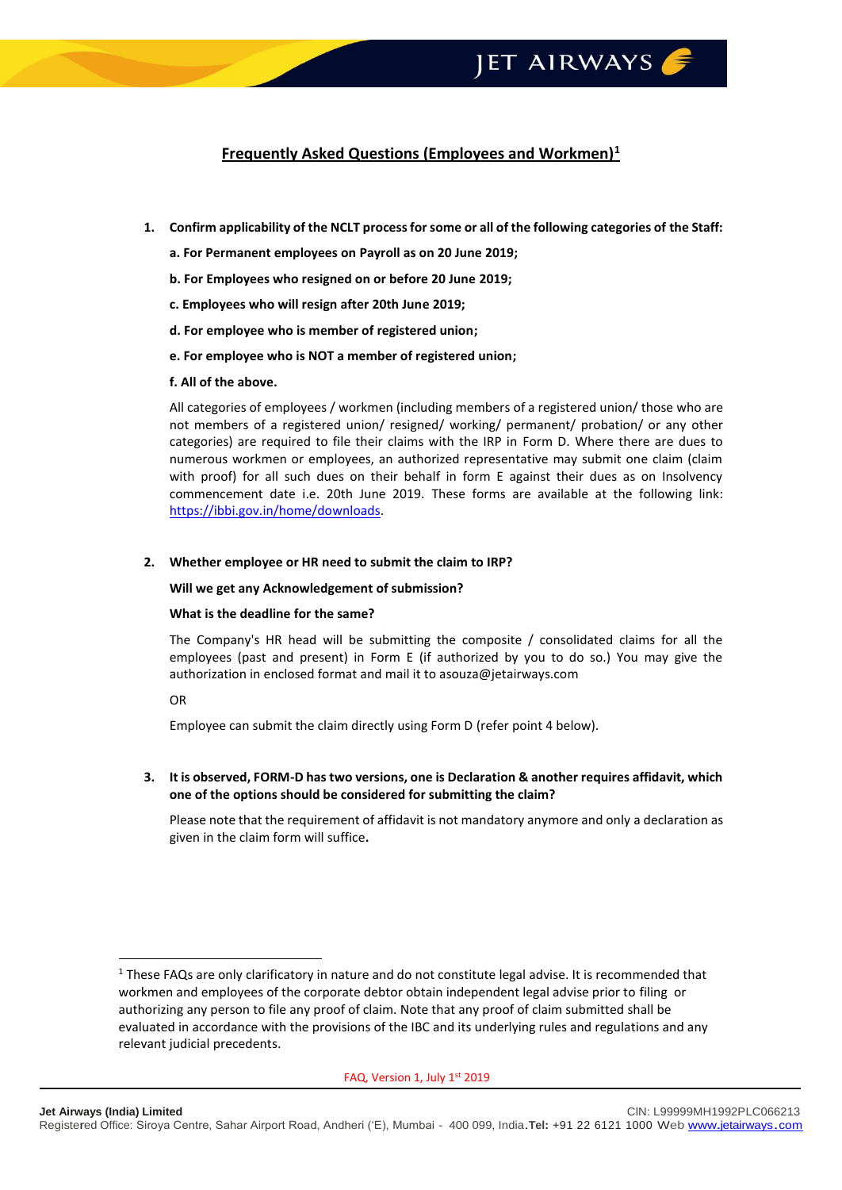## Frequently Asked Questions (Employees and Workmen)[1]

1. **Confirm applicability of the NCLT process for some or all of the following categories of the Staff:**

   **a. For Permanent employees on Payroll as on 20 June 2019;**

   **b. For Employees who resigned on or before 20 June 2019;**

   **c. Employees who will resign after 20th June 2019;**

   **d. For employee who is member of registered union;**

   **e. For employee who is NOT a member of registered union;**

   **f. All of the above.**

   All categories of employees / workmen (including members of a registered union/ those who are not members of a registered union/ resigned/ working/ permanent/ probation/ or any other categories) are required to file their claims with the IRP in Form D. Where there are dues to numerous workmen or employees, an authorized representative may submit one claim (claim with proof) for all such dues on their behalf in form E against their dues as on Insolvency commencement date i.e. 20th June 2019. These forms are available at the following link: https://ibbi.gov.in/home/downloads.

2. **Whether employee or HR need to submit the claim to IRP?**

   **Will we get any Acknowledgement of submission?**

   **What is the deadline for the same?**

   The Company's HR head will be submitting the composite / consolidated claims for all the employees (past and present) in Form E (if authorized by you to do so.) You may give the authorization in enclosed format and mail it to asouza@jetairways.com

   OR

   Employee can submit the claim directly using Form D (refer point 4 below).

3. **It is observed, FORM-D has two versions, one is Declaration & another requires affidavit, which one of the options should be considered for submitting the claim?**

   Please note that the requirement of affidavit is not mandatory anymore and only a declaration as given in the claim form will suffice**.**

---

[1] These FAQs are only clarificatory in nature and do not constitute legal advise. It is recommended that workmen and employees of the corporate debtor obtain independent legal advise prior to filing or authorizing any person to file any proof of claim. Note that any proof of claim submitted shall be evaluated in accordance with the provisions of the IBC and its underlying rules and regulations and any relevant judicial precedents.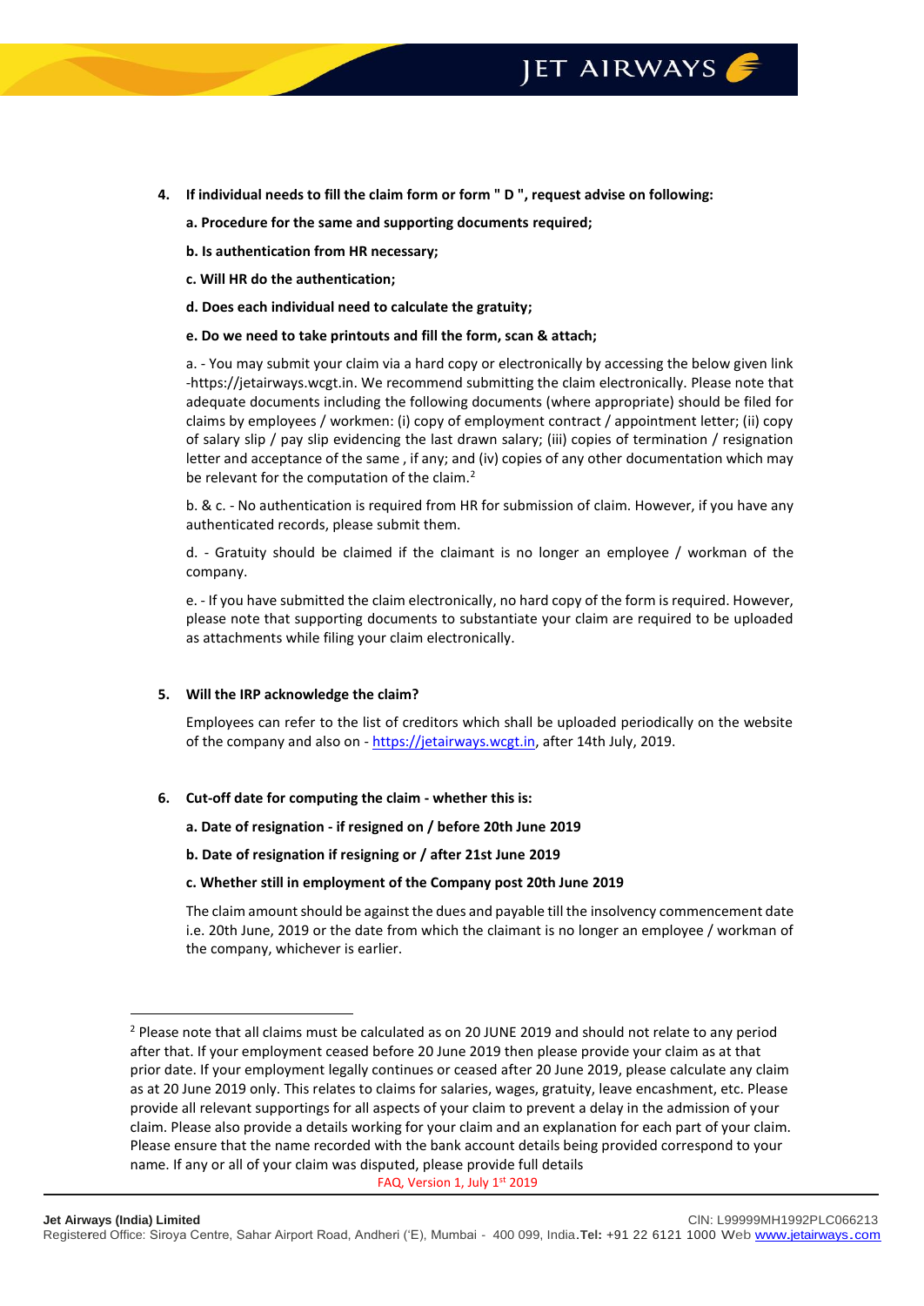4. **If individual needs to fill the claim form or form " D ", request advise on following:**

   **a. Procedure for the same and supporting documents required;**

   **b. Is authentication from HR necessary;**

   **c. Will HR do the authentication;**

   **d. Does each individual need to calculate the gratuity;**

   **e. Do we need to take printouts and fill the form, scan & attach;**

   a. - You may submit your claim via a hard copy or electronically by accessing the below given link -https://jetairways.wcgt.in. We recommend submitting the claim electronically. Please note that adequate documents including the following documents (where appropriate) should be filed for claims by employees / workmen: (i) copy of employment contract / appointment letter; (ii) copy of salary slip / pay slip evidencing the last drawn salary; (iii) copies of termination / resignation letter and acceptance of the same , if any; and (iv) copies of any other documentation which may be relevant for the computation of the claim.[2]

   b. & c. - No authentication is required from HR for submission of claim. However, if you have any authenticated records, please submit them.

   d. - Gratuity should be claimed if the claimant is no longer an employee / workman of the company.

   e. - If you have submitted the claim electronically, no hard copy of the form is required. However, please note that supporting documents to substantiate your claim are required to be uploaded as attachments while filing your claim electronically.

5. **Will the IRP acknowledge the claim?**

   Employees can refer to the list of creditors which shall be uploaded periodically on the website of the company and also on - https://jetairways.wcgt.in, after 14th July, 2019.

6. **Cut-off date for computing the claim - whether this is:**

   **a. Date of resignation - if resigned on / before 20th June 2019**

   **b. Date of resignation if resigning or / after 21st June 2019**

   **c. Whether still in employment of the Company post 20th June 2019**

   The claim amount should be against the dues and payable till the insolvency commencement date i.e. 20th June, 2019 or the date from which the claimant is no longer an employee / workman of the company, whichever is earlier.

---

[2] Please note that all claims must be calculated as on 20 JUNE 2019 and should not relate to any period after that. If your employment ceased before 20 June 2019 then please provide your claim as at that prior date. If your employment legally continues or ceased after 20 June 2019, please calculate any claim as at 20 June 2019 only. This relates to claims for salaries, wages, gratuity, leave encashment, etc. Please provide all relevant supportings for all aspects of your claim to prevent a delay in the admission of your claim. Please also provide a details working for your claim and an explanation for each part of your claim. Please ensure that the name recorded with the bank account details being provided correspond to your name. If any or all of your claim was disputed, please provide full details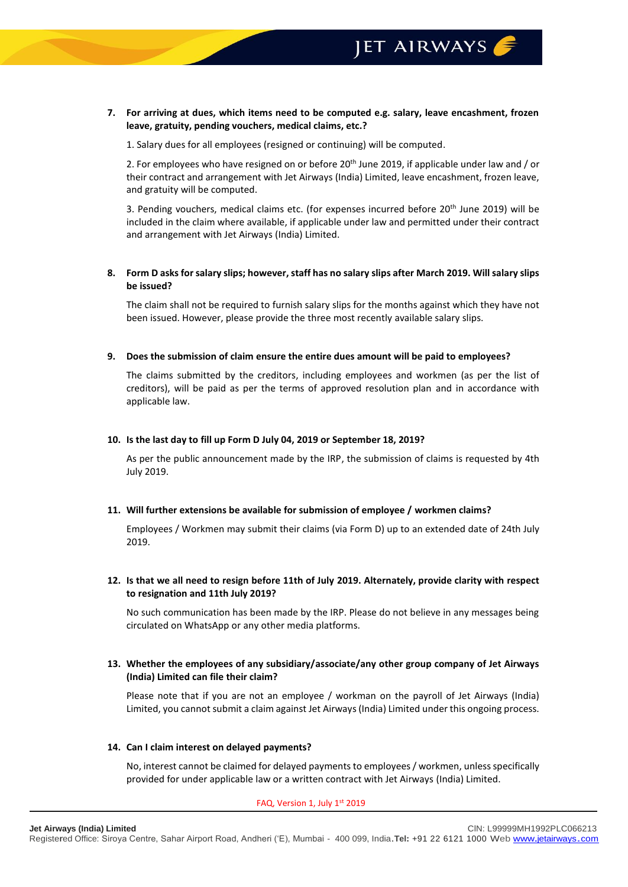7. **For arriving at dues, which items need to be computed e.g. salary, leave encashment, frozen leave, gratuity, pending vouchers, medical claims, etc.?**

   1. Salary dues for all employees (resigned or continuing) will be computed.

   2. For employees who have resigned on or before 20th June 2019, if applicable under law and / or their contract and arrangement with Jet Airways (India) Limited, leave encashment, frozen leave, and gratuity will be computed.

   3. Pending vouchers, medical claims etc. (for expenses incurred before 20th June 2019) will be included in the claim where available, if applicable under law and permitted under their contract and arrangement with Jet Airways (India) Limited.

8. **Form D asks for salary slips; however, staff has no salary slips after March 2019. Will salary slips be issued?**

   The claim shall not be required to furnish salary slips for the months against which they have not been issued. However, please provide the three most recently available salary slips.

9. **Does the submission of claim ensure the entire dues amount will be paid to employees?**

   The claims submitted by the creditors, including employees and workmen (as per the list of creditors), will be paid as per the terms of approved resolution plan and in accordance with applicable law.

10. **Is the last day to fill up Form D July 04, 2019 or September 18, 2019?**

    As per the public announcement made by the IRP, the submission of claims is requested by 4th July 2019.

11. **Will further extensions be available for submission of employee / workmen claims?**

    Employees / Workmen may submit their claims (via Form D) up to an extended date of 24th July 2019.

12. **Is that we all need to resign before 11th of July 2019. Alternately, provide clarity with respect to resignation and 11th July 2019?**

    No such communication has been made by the IRP. Please do not believe in any messages being circulated on WhatsApp or any other media platforms.

13. **Whether the employees of any subsidiary/associate/any other group company of Jet Airways (India) Limited can file their claim?**

    Please note that if you are not an employee / workman on the payroll of Jet Airways (India) Limited, you cannot submit a claim against Jet Airways (India) Limited under this ongoing process.

14. **Can I claim interest on delayed payments?**

    No, interest cannot be claimed for delayed payments to employees / workmen, unless specifically provided for under applicable law or a written contract with Jet Airways (India) Limited.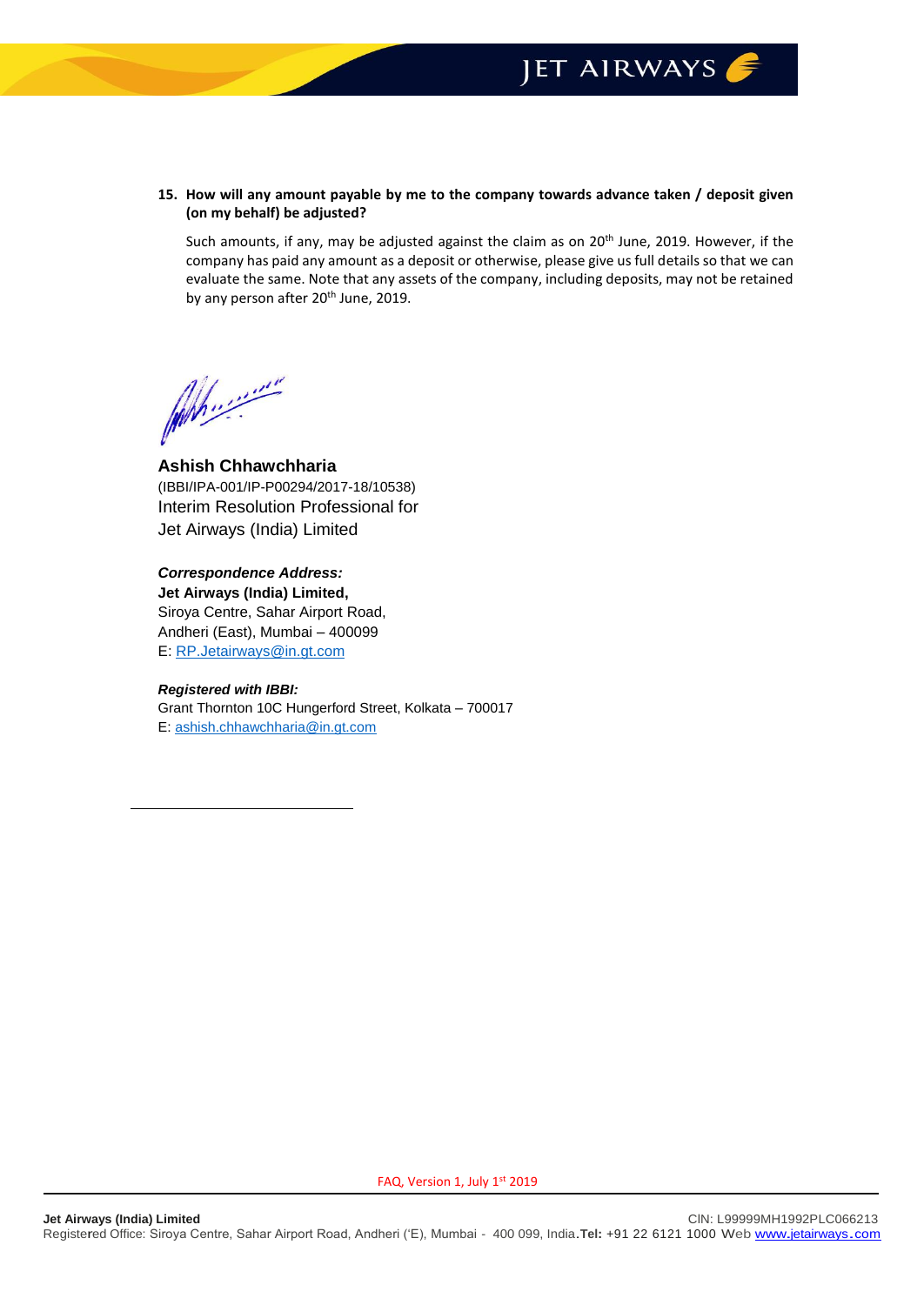**15. How will any amount payable by me to the company towards advance taken / deposit given (on my behalf) be adjusted?**

Such amounts, if any, may be adjusted against the claim as on 20th June, 2019. However, if the company has paid any amount as a deposit or otherwise, please give us full details so that we can evaluate the same. Note that any assets of the company, including deposits, may not be retained by any person after 20th June, 2019.

**Ashish Chhawchharia**
(IBBI/IPA-001/IP-P00294/2017-18/10538)
Interim Resolution Professional for
Jet Airways (India) Limited

***Correspondence Address:***
**Jet Airways (India) Limited,**
Siroya Centre, Sahar Airport Road,
Andheri (East), Mumbai – 400099
E: RP.Jetairways@in.gt.com

***Registered with IBBI:***
Grant Thornton 10C Hungerford Street, Kolkata – 700017
E: ashish.chhawchharia@in.gt.com

FAQ, Version 1, July 1st 2019

**Jet Airways (India) Limited** CIN: L99999MH1992PLC066213
Registered Office: Siroya Centre, Sahar Airport Road, Andheri ('E), Mumbai - 400 099, India. **Tel:** +91 22 6121 1000 Web www.jetairways.com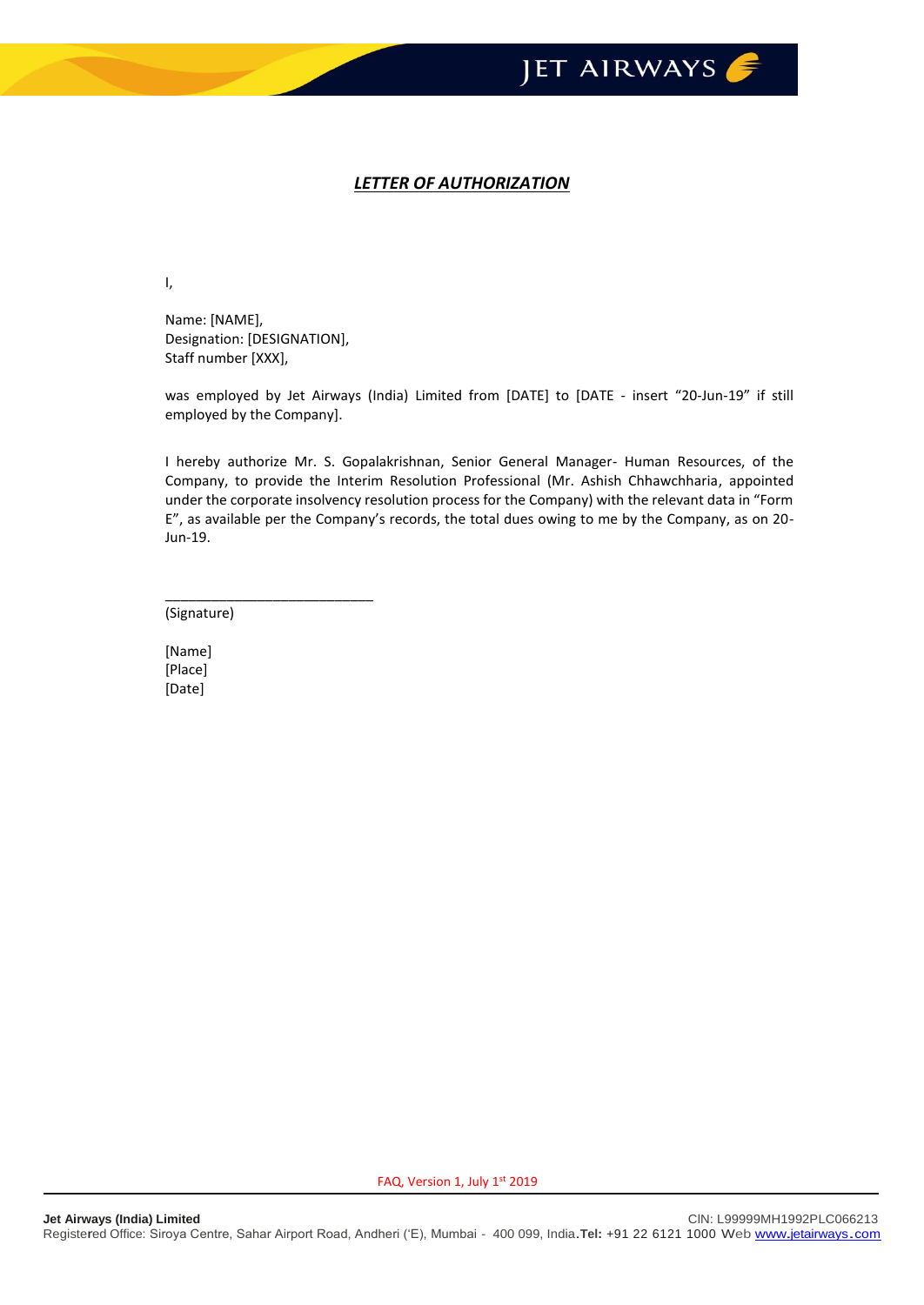# ***LETTER OF AUTHORIZATION***

I,

Name: [NAME],
Designation: [DESIGNATION],
Staff number [XXX],

was employed by Jet Airways (India) Limited from [DATE] to [DATE - insert "20-Jun-19" if still employed by the Company].

I hereby authorize Mr. S. Gopalakrishnan, Senior General Manager- Human Resources, of the Company, to provide the Interim Resolution Professional (Mr. Ashish Chhawchharia, appointed under the corporate insolvency resolution process for the Company) with the relevant data in "Form E", as available per the Company's records, the total dues owing to me by the Company, as on 20-Jun-19.

___________________________
(Signature)

[Name]
[Place]
[Date]